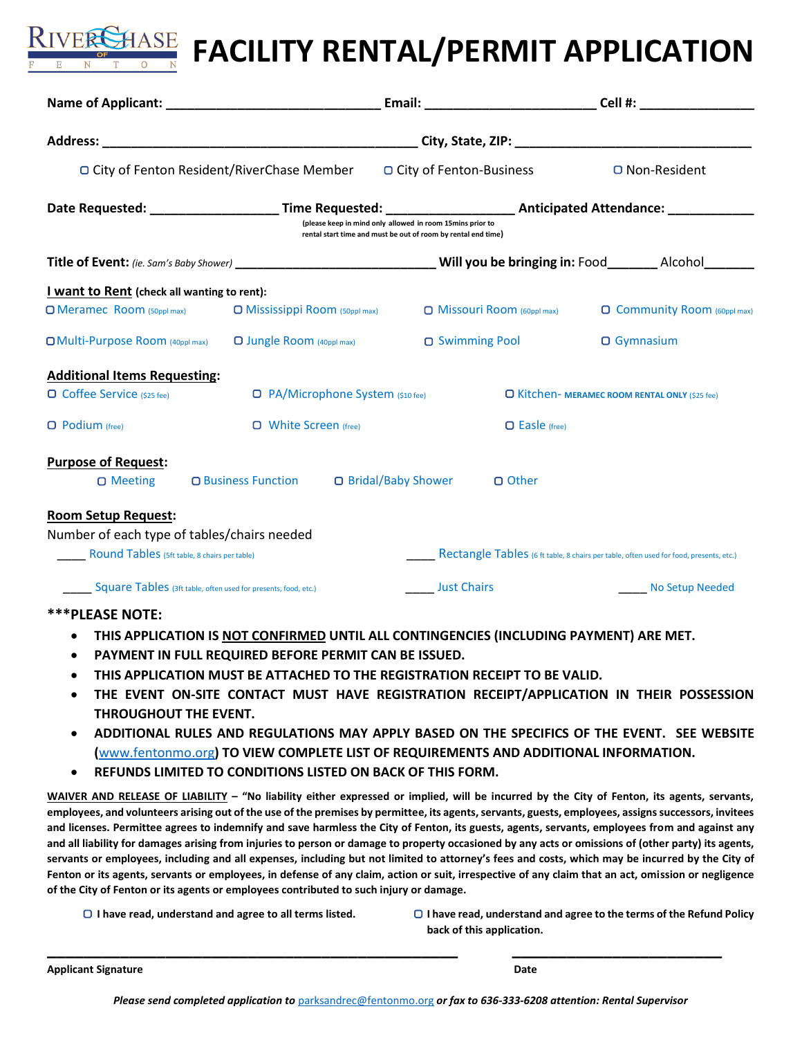# RIVERCHASE OF FENTON FACILITY RENTAL/PERMIT APPLICATION

**Name of Applicant:** ______________________________ **Email:** ________________________ **Cell #:** ________________

**Address:** ____________________________________________ **City, State, ZIP:** _________________________________

☐ City of Fenton Resident/RiverChase Member ☐ City of Fenton-Business ☐ Non-Resident

**Date Requested:** __________________ **Time Requested:** __________________ **Anticipated Attendance:** ____________
(please keep in mind only allowed in room 15mins prior to rental start time and must be out of room by rental end time)

**Title of Event:** *(ie. Sam's Baby Shower)* ____________________________ **Will you be bringing in:** Food_______ Alcohol_______

**I want to Rent** **(check all wanting to rent):**

☐ Meramec Room (50ppl max) ☐ Mississippi Room (50ppl max) ☐ Missouri Room (60ppl max) ☐ Community Room (60ppl max)

☐ Multi-Purpose Room (40ppl max) ☐ Jungle Room (40ppl max) ☐ Swimming Pool ☐ Gymnasium

**Additional Items Requesting:**

☐ Coffee Service ($25 fee) ☐ PA/Microphone System ($10 fee) ☐ Kitchen- MERAMEC ROOM RENTAL ONLY ($25 fee)

☐ Podium (free) ☐ White Screen (free) ☐ Easle (free)

**Purpose of Request:**

☐ Meeting ☐ Business Function ☐ Bridal/Baby Shower ☐ Other

**Room Setup Request:**

Number of each type of tables/chairs needed

____ Round Tables (5ft table, 8 chairs per table) ____ Rectangle Tables (6 ft table, 8 chairs per table, often used for food, presents, etc.)

____ Square Tables (3ft table, often used for presents, food, etc.) ____ Just Chairs ____ No Setup Needed

**\*\*\*PLEASE NOTE:**

- **THIS APPLICATION IS NOT CONFIRMED UNTIL ALL CONTINGENCIES (INCLUDING PAYMENT) ARE MET.**
- **PAYMENT IN FULL REQUIRED BEFORE PERMIT CAN BE ISSUED.**
- **THIS APPLICATION MUST BE ATTACHED TO THE REGISTRATION RECEIPT TO BE VALID.**
- **THE EVENT ON-SITE CONTACT MUST HAVE REGISTRATION RECEIPT/APPLICATION IN THEIR POSSESSION THROUGHOUT THE EVENT.**
- **ADDITIONAL RULES AND REGULATIONS MAY APPLY BASED ON THE SPECIFICS OF THE EVENT. SEE WEBSITE (www.fentonmo.org) TO VIEW COMPLETE LIST OF REQUIREMENTS AND ADDITIONAL INFORMATION.**
- **REFUNDS LIMITED TO CONDITIONS LISTED ON BACK OF THIS FORM.**

**WAIVER AND RELEASE OF LIABILITY – "No liability either expressed or implied, will be incurred by the City of Fenton, its agents, servants, employees, and volunteers arising out of the use of the premises by permittee, its agents, servants, guests, employees, assigns successors, invitees and licenses. Permittee agrees to indemnify and save harmless the City of Fenton, its guests, agents, servants, employees from and against any and all liability for damages arising from injuries to person or damage to property occasioned by any acts or omissions of (other party) its agents, servants or employees, including and all expenses, including but not limited to attorney's fees and costs, which may be incurred by the City of Fenton or its agents, servants or employees, in defense of any claim, action or suit, irrespective of any claim that an act, omission or negligence of the City of Fenton or its agents or employees contributed to such injury or damage.**

☐ **I have read, understand and agree to all terms listed.** ☐ **I have read, understand and agree to the terms of the Refund Policy back of this application.**

_____________________________________________ _________________________

**Applicant Signature** **Date**

***Please send completed application to parksandrec@fentonmo.org or fax to 636-333-6208 attention: Rental Supervisor***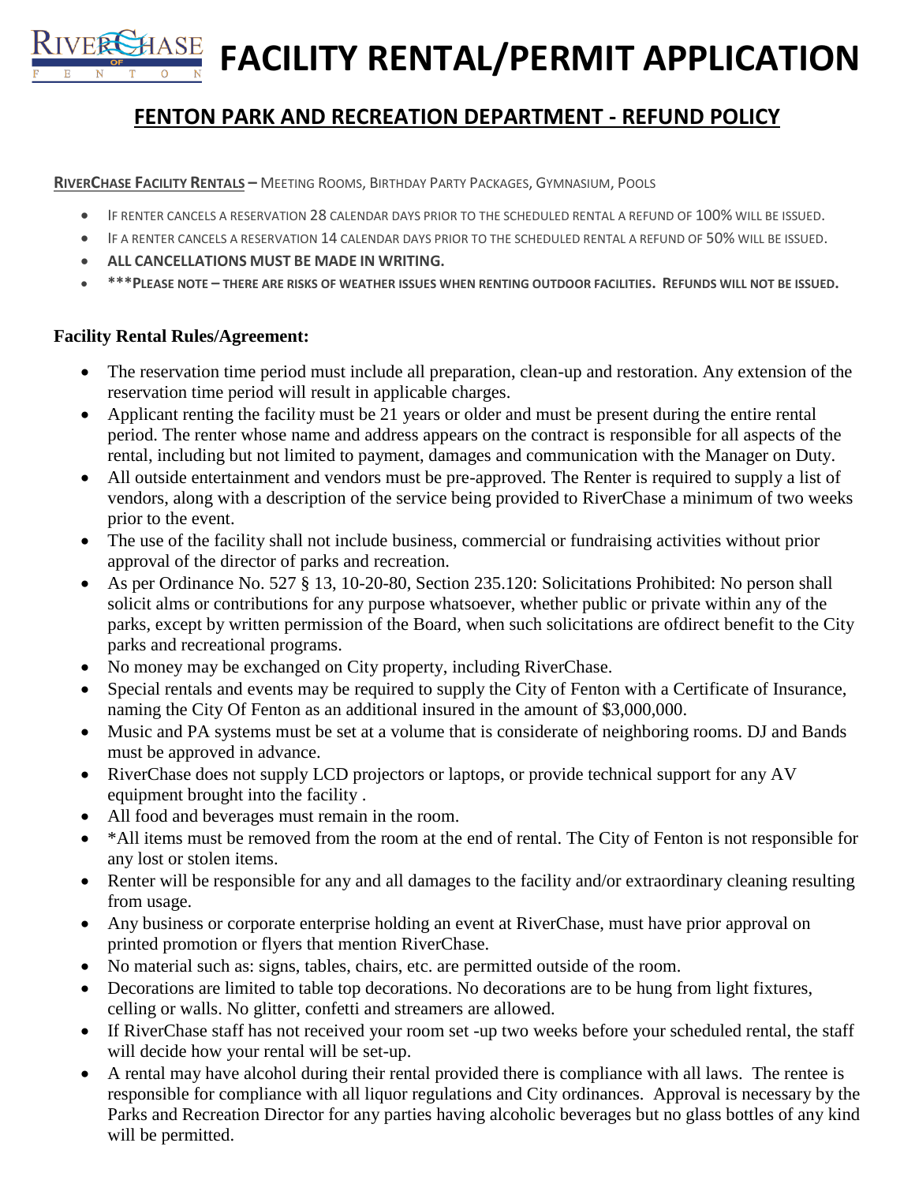# FACILITY RENTAL/PERMIT APPLICATION

## FENTON PARK AND RECREATION DEPARTMENT - REFUND POLICY

**RIVERCHASE FACILITY RENTALS** – MEETING ROOMS, BIRTHDAY PARTY PACKAGES, GYMNASIUM, POOLS

- IF RENTER CANCELS A RESERVATION 28 CALENDAR DAYS PRIOR TO THE SCHEDULED RENTAL A REFUND OF 100% WILL BE ISSUED.
- IF A RENTER CANCELS A RESERVATION 14 CALENDAR DAYS PRIOR TO THE SCHEDULED RENTAL A REFUND OF 50% WILL BE ISSUED.
- **ALL CANCELLATIONS MUST BE MADE IN WRITING.**
- **\*\*\*PLEASE NOTE – THERE ARE RISKS OF WEATHER ISSUES WHEN RENTING OUTDOOR FACILITIES. REFUNDS WILL NOT BE ISSUED.**

### Facility Rental Rules/Agreement:

- The reservation time period must include all preparation, clean-up and restoration. Any extension of the reservation time period will result in applicable charges.
- Applicant renting the facility must be 21 years or older and must be present during the entire rental period. The renter whose name and address appears on the contract is responsible for all aspects of the rental, including but not limited to payment, damages and communication with the Manager on Duty.
- All outside entertainment and vendors must be pre-approved. The Renter is required to supply a list of vendors, along with a description of the service being provided to RiverChase a minimum of two weeks prior to the event.
- The use of the facility shall not include business, commercial or fundraising activities without prior approval of the director of parks and recreation.
- As per Ordinance No. 527 § 13, 10-20-80, Section 235.120: Solicitations Prohibited: No person shall solicit alms or contributions for any purpose whatsoever, whether public or private within any of the parks, except by written permission of the Board, when such solicitations are ofdirect benefit to the City parks and recreational programs.
- No money may be exchanged on City property, including RiverChase.
- Special rentals and events may be required to supply the City of Fenton with a Certificate of Insurance, naming the City Of Fenton as an additional insured in the amount of $3,000,000.
- Music and PA systems must be set at a volume that is considerate of neighboring rooms. DJ and Bands must be approved in advance.
- RiverChase does not supply LCD projectors or laptops, or provide technical support for any AV equipment brought into the facility .
- All food and beverages must remain in the room.
- *All items must be removed from the room at the end of rental. The City of Fenton is not responsible for any lost or stolen items.
- Renter will be responsible for any and all damages to the facility and/or extraordinary cleaning resulting from usage.
- Any business or corporate enterprise holding an event at RiverChase, must have prior approval on printed promotion or flyers that mention RiverChase.
- No material such as: signs, tables, chairs, etc. are permitted outside of the room.
- Decorations are limited to table top decorations. No decorations are to be hung from light fixtures, celling or walls. No glitter, confetti and streamers are allowed.
- If RiverChase staff has not received your room set -up two weeks before your scheduled rental, the staff will decide how your rental will be set-up.
- A rental may have alcohol during their rental provided there is compliance with all laws. The rentee is responsible for compliance with all liquor regulations and City ordinances. Approval is necessary by the Parks and Recreation Director for any parties having alcoholic beverages but no glass bottles of any kind will be permitted.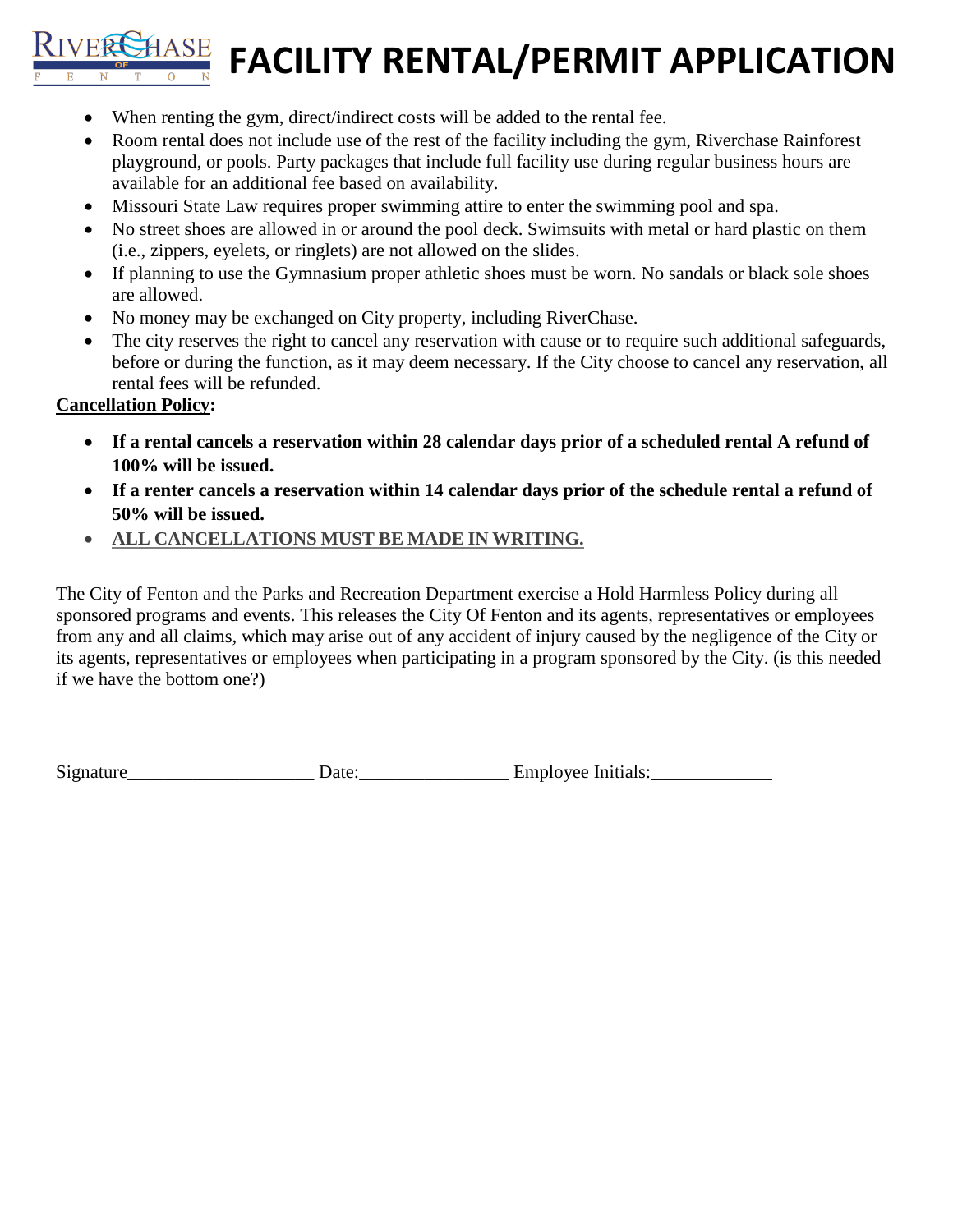# FACILITY RENTAL/PERMIT APPLICATION

- When renting the gym, direct/indirect costs will be added to the rental fee.
- Room rental does not include use of the rest of the facility including the gym, Riverchase Rainforest playground, or pools. Party packages that include full facility use during regular business hours are available for an additional fee based on availability.
- Missouri State Law requires proper swimming attire to enter the swimming pool and spa.
- No street shoes are allowed in or around the pool deck. Swimsuits with metal or hard plastic on them (i.e., zippers, eyelets, or ringlets) are not allowed on the slides.
- If planning to use the Gymnasium proper athletic shoes must be worn. No sandals or black sole shoes are allowed.
- No money may be exchanged on City property, including RiverChase.
- The city reserves the right to cancel any reservation with cause or to require such additional safeguards, before or during the function, as it may deem necessary. If the City choose to cancel any reservation, all rental fees will be refunded.

**Cancellation Policy:**

- **If a rental cancels a reservation within 28 calendar days prior of a scheduled rental A refund of 100% will be issued.**
- **If a renter cancels a reservation within 14 calendar days prior of the schedule rental a refund of 50% will be issued.**
- **ALL CANCELLATIONS MUST BE MADE IN WRITING.**

The City of Fenton and the Parks and Recreation Department exercise a Hold Harmless Policy during all sponsored programs and events. This releases the City Of Fenton and its agents, representatives or employees from any and all claims, which may arise out of any accident of injury caused by the negligence of the City or its agents, representatives or employees when participating in a program sponsored by the City. (is this needed if we have the bottom one?)

Signature____________________ Date:________________ Employee Initials:_____________